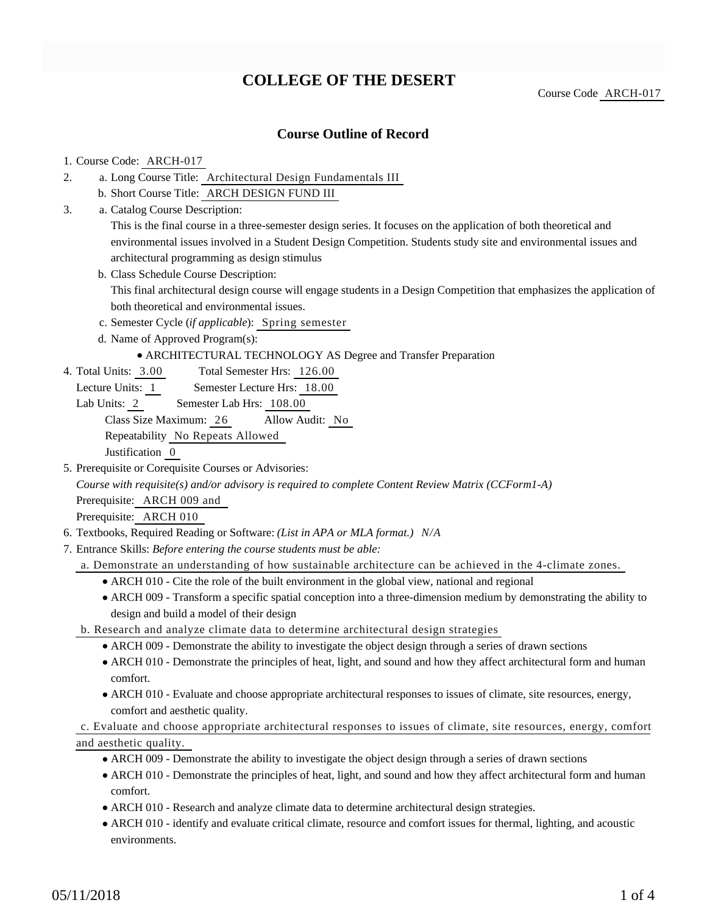# COLLEGE OF THE DESERT

Course Code ARCH-017

## Course Outline of Record

1. Course Code: ARCH-017
2. a. Long Course Title: Architectural Design Fundamentals III
   b. Short Course Title: ARCH DESIGN FUND III
3. a. Catalog Course Description:
   This is the final course in a three-semester design series. It focuses on the application of both theoretical and environmental issues involved in a Student Design Competition. Students study site and environmental issues and architectural programming as design stimulus
   b. Class Schedule Course Description:
   This final architectural design course will engage students in a Design Competition that emphasizes the application of both theoretical and environmental issues.
   c. Semester Cycle (*if applicable*): Spring semester
   d. Name of Approved Program(s):
      - ARCHITECTURAL TECHNOLOGY AS Degree and Transfer Preparation
4. Total Units: 3.00 Total Semester Hrs: 126.00
   Lecture Units: 1 Semester Lecture Hrs: 18.00
   Lab Units: 2 Semester Lab Hrs: 108.00
   Class Size Maximum: 26 Allow Audit: No
   Repeatability No Repeats Allowed
   Justification 0
5. Prerequisite or Corequisite Courses or Advisories:
   *Course with requisite(s) and/or advisory is required to complete Content Review Matrix (CCForm1-A)*
   Prerequisite: ARCH 009 and
   Prerequisite: ARCH 010
6. Textbooks, Required Reading or Software: *(List in APA or MLA format.) N/A*
7. Entrance Skills: *Before entering the course students must be able:*
   a. Demonstrate an understanding of how sustainable architecture can be achieved in the 4-climate zones.
      - ARCH 010 - Cite the role of the built environment in the global view, national and regional
      - ARCH 009 - Transform a specific spatial conception into a three-dimension medium by demonstrating the ability to design and build a model of their design
   b. Research and analyze climate data to determine architectural design strategies
      - ARCH 009 - Demonstrate the ability to investigate the object design through a series of drawn sections
      - ARCH 010 - Demonstrate the principles of heat, light, and sound and how they affect architectural form and human comfort.
      - ARCH 010 - Evaluate and choose appropriate architectural responses to issues of climate, site resources, energy, comfort and aesthetic quality.
   c. Evaluate and choose appropriate architectural responses to issues of climate, site resources, energy, comfort and aesthetic quality.
      - ARCH 009 - Demonstrate the ability to investigate the object design through a series of drawn sections
      - ARCH 010 - Demonstrate the principles of heat, light, and sound and how they affect architectural form and human comfort.
      - ARCH 010 - Research and analyze climate data to determine architectural design strategies.
      - ARCH 010 - identify and evaluate critical climate, resource and comfort issues for thermal, lighting, and acoustic environments.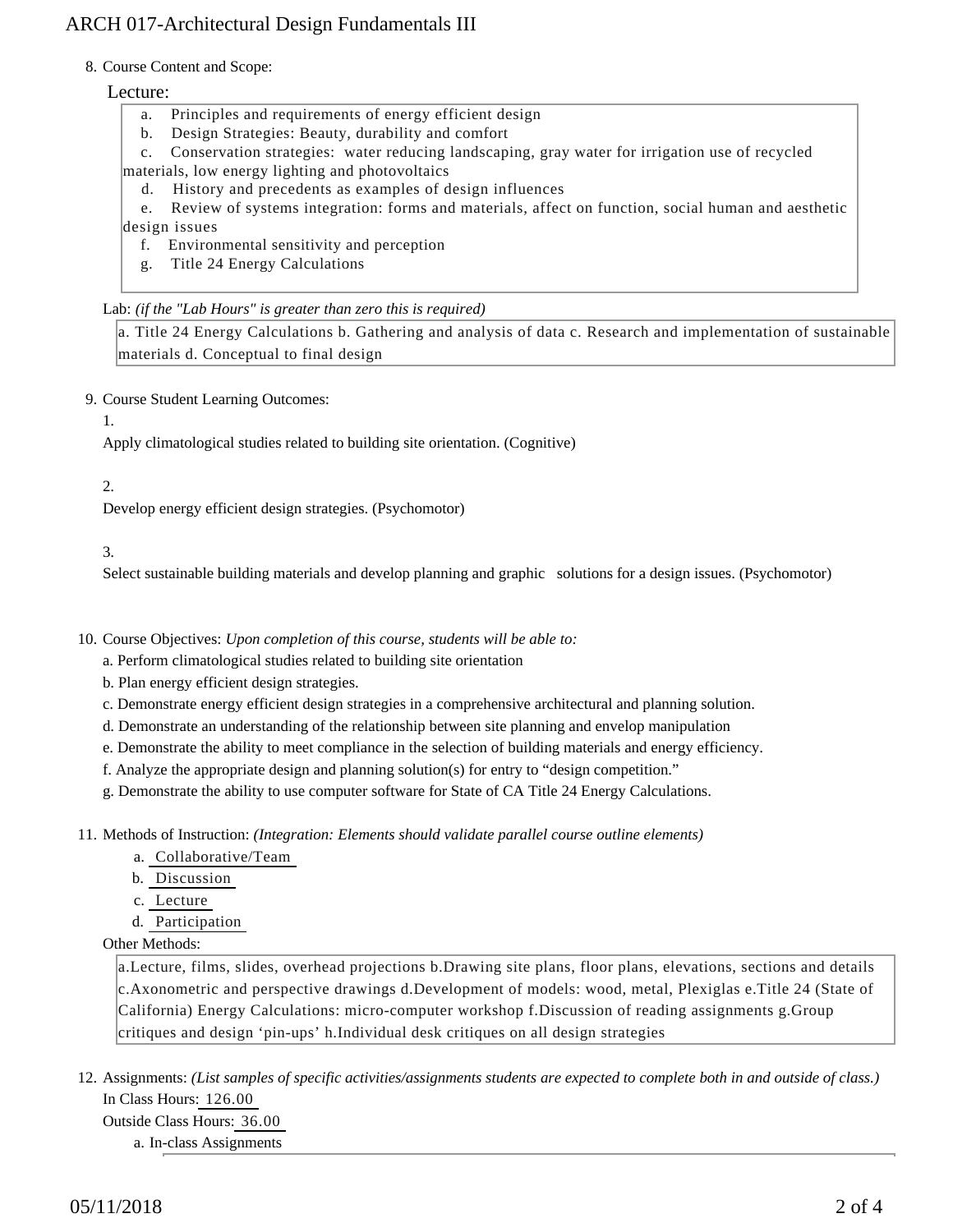8. Course Content and Scope:

Lecture:

a. Principles and requirements of energy efficient design
b. Design Strategies: Beauty, durability and comfort
c. Conservation strategies: water reducing landscaping, gray water for irrigation use of recycled materials, low energy lighting and photovoltaics
d. History and precedents as examples of design influences
e. Review of systems integration: forms and materials, affect on function, social human and aesthetic design issues
f. Environmental sensitivity and perception
g. Title 24 Energy Calculations

Lab: *(if the "Lab Hours" is greater than zero this is required)*

a. Title 24 Energy Calculations b. Gathering and analysis of data c. Research and implementation of sustainable materials d. Conceptual to final design

9. Course Student Learning Outcomes:

1.

Apply climatological studies related to building site orientation. (Cognitive)

2.

Develop energy efficient design strategies. (Psychomotor)

3.

Select sustainable building materials and develop planning and graphic solutions for a design issues. (Psychomotor)

10. Course Objectives: *Upon completion of this course, students will be able to:*

a. Perform climatological studies related to building site orientation
b. Plan energy efficient design strategies.
c. Demonstrate energy efficient design strategies in a comprehensive architectural and planning solution.
d. Demonstrate an understanding of the relationship between site planning and envelop manipulation
e. Demonstrate the ability to meet compliance in the selection of building materials and energy efficiency.
f. Analyze the appropriate design and planning solution(s) for entry to "design competition."
g. Demonstrate the ability to use computer software for State of CA Title 24 Energy Calculations.

11. Methods of Instruction: *(Integration: Elements should validate parallel course outline elements)*

a. Collaborative/Team
b. Discussion
c. Lecture
d. Participation

Other Methods:

a.Lecture, films, slides, overhead projections b.Drawing site plans, floor plans, elevations, sections and details c.Axonometric and perspective drawings d.Development of models: wood, metal, Plexiglas e.Title 24 (State of California) Energy Calculations: micro-computer workshop f.Discussion of reading assignments g.Group critiques and design 'pin-ups' h.Individual desk critiques on all design strategies

12. Assignments: *(List samples of specific activities/assignments students are expected to complete both in and outside of class.)*

In Class Hours: 126.00

Outside Class Hours: 36.00

a. In-class Assignments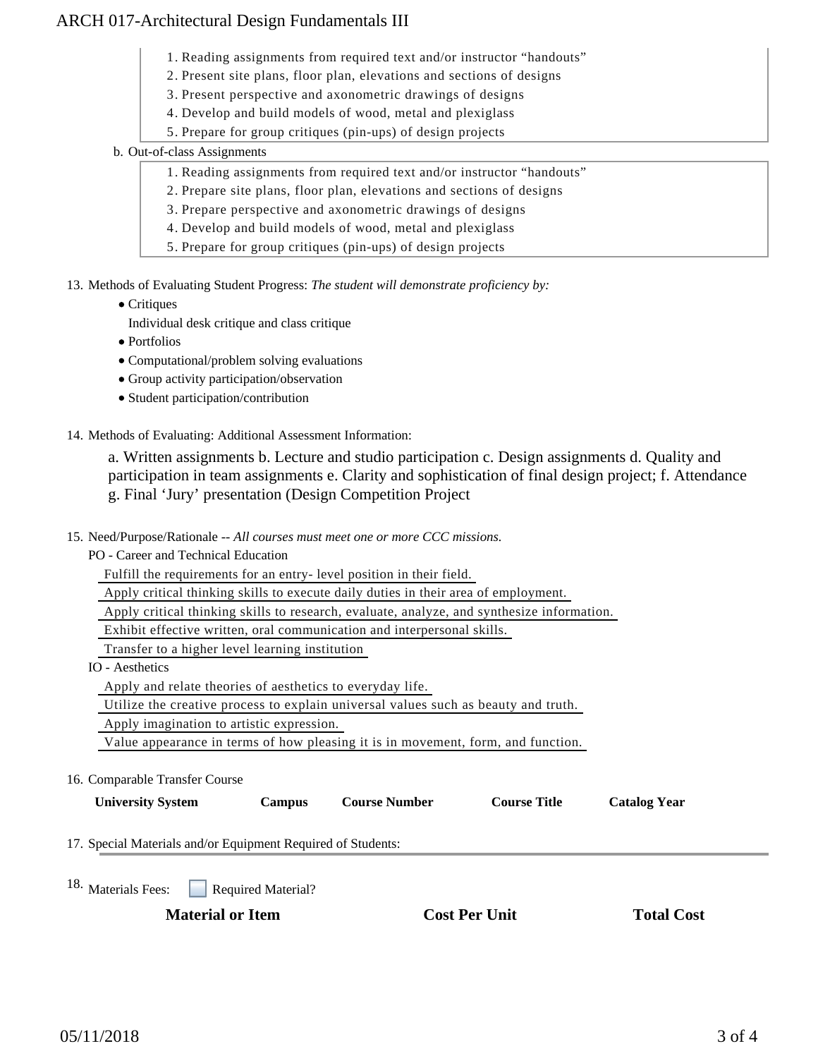1. Reading assignments from required text and/or instructor "handouts"
2. Present site plans, floor plan, elevations and sections of designs
3. Present perspective and axonometric drawings of designs
4. Develop and build models of wood, metal and plexiglass
5. Prepare for group critiques (pin-ups) of design projects

b. Out-of-class Assignments

1. Reading assignments from required text and/or instructor "handouts"
2. Prepare site plans, floor plan, elevations and sections of designs
3. Prepare perspective and axonometric drawings of designs
4. Develop and build models of wood, metal and plexiglass
5. Prepare for group critiques (pin-ups) of design projects

13. Methods of Evaluating Student Progress: *The student will demonstrate proficiency by:*

- Critiques
  Individual desk critique and class critique
- Portfolios
- Computational/problem solving evaluations
- Group activity participation/observation
- Student participation/contribution

14. Methods of Evaluating: Additional Assessment Information:

a. Written assignments b. Lecture and studio participation c. Design assignments d. Quality and participation in team assignments e. Clarity and sophistication of final design project; f. Attendance g. Final 'Jury' presentation (Design Competition Project

15. Need/Purpose/Rationale -- *All courses must meet one or more CCC missions.*

PO - Career and Technical Education

Fulfill the requirements for an entry- level position in their field.

Apply critical thinking skills to execute daily duties in their area of employment.

Apply critical thinking skills to research, evaluate, analyze, and synthesize information.

Exhibit effective written, oral communication and interpersonal skills.

Transfer to a higher level learning institution

IO - Aesthetics

Apply and relate theories of aesthetics to everyday life.

Utilize the creative process to explain universal values such as beauty and truth.

Apply imagination to artistic expression.

Value appearance in terms of how pleasing it is in movement, form, and function.

16. Comparable Transfer Course

| University System | Campus | Course Number | Course Title | Catalog Year |
|---|---|---|---|---|

17. Special Materials and/or Equipment Required of Students:

18. Materials Fees: ☐ Required Material?

| Material or Item | Cost Per Unit | Total Cost |
|---|---|---|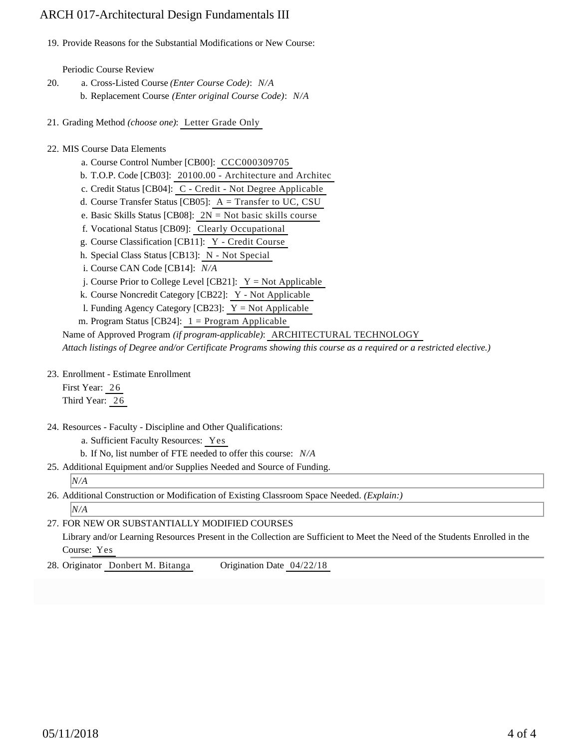19. Provide Reasons for the Substantial Modifications or New Course:

    Periodic Course Review

20. a. Cross-Listed Course *(Enter Course Code)*: *N/A*
    b. Replacement Course *(Enter original Course Code)*: *N/A*

21. Grading Method *(choose one)*: Letter Grade Only

22. MIS Course Data Elements
    a. Course Control Number [CB00]: CCC000309705
    b. T.O.P. Code [CB03]: 20100.00 - Architecture and Architec
    c. Credit Status [CB04]: C - Credit - Not Degree Applicable
    d. Course Transfer Status [CB05]: A = Transfer to UC, CSU
    e. Basic Skills Status [CB08]: 2N = Not basic skills course
    f. Vocational Status [CB09]: Clearly Occupational
    g. Course Classification [CB11]: Y - Credit Course
    h. Special Class Status [CB13]: N - Not Special
    i. Course CAN Code [CB14]: *N/A*
    j. Course Prior to College Level [CB21]: Y = Not Applicable
    k. Course Noncredit Category [CB22]: Y - Not Applicable
    l. Funding Agency Category [CB23]: Y = Not Applicable
    m. Program Status [CB24]: 1 = Program Applicable

    Name of Approved Program *(if program-applicable)*: ARCHITECTURAL TECHNOLOGY
    *Attach listings of Degree and/or Certificate Programs showing this course as a required or a restricted elective.)*

23. Enrollment - Estimate Enrollment
    First Year: 26
    Third Year: 26

24. Resources - Faculty - Discipline and Other Qualifications:
    a. Sufficient Faculty Resources: Yes
    b. If No, list number of FTE needed to offer this course: *N/A*

25. Additional Equipment and/or Supplies Needed and Source of Funding.
    *N/A*

26. Additional Construction or Modification of Existing Classroom Space Needed. *(Explain:)*
    *N/A*

27. FOR NEW OR SUBSTANTIALLY MODIFIED COURSES
    Library and/or Learning Resources Present in the Collection are Sufficient to Meet the Need of the Students Enrolled in the Course: Yes

28. Originator Donbert M. Bitanga      Origination Date 04/22/18